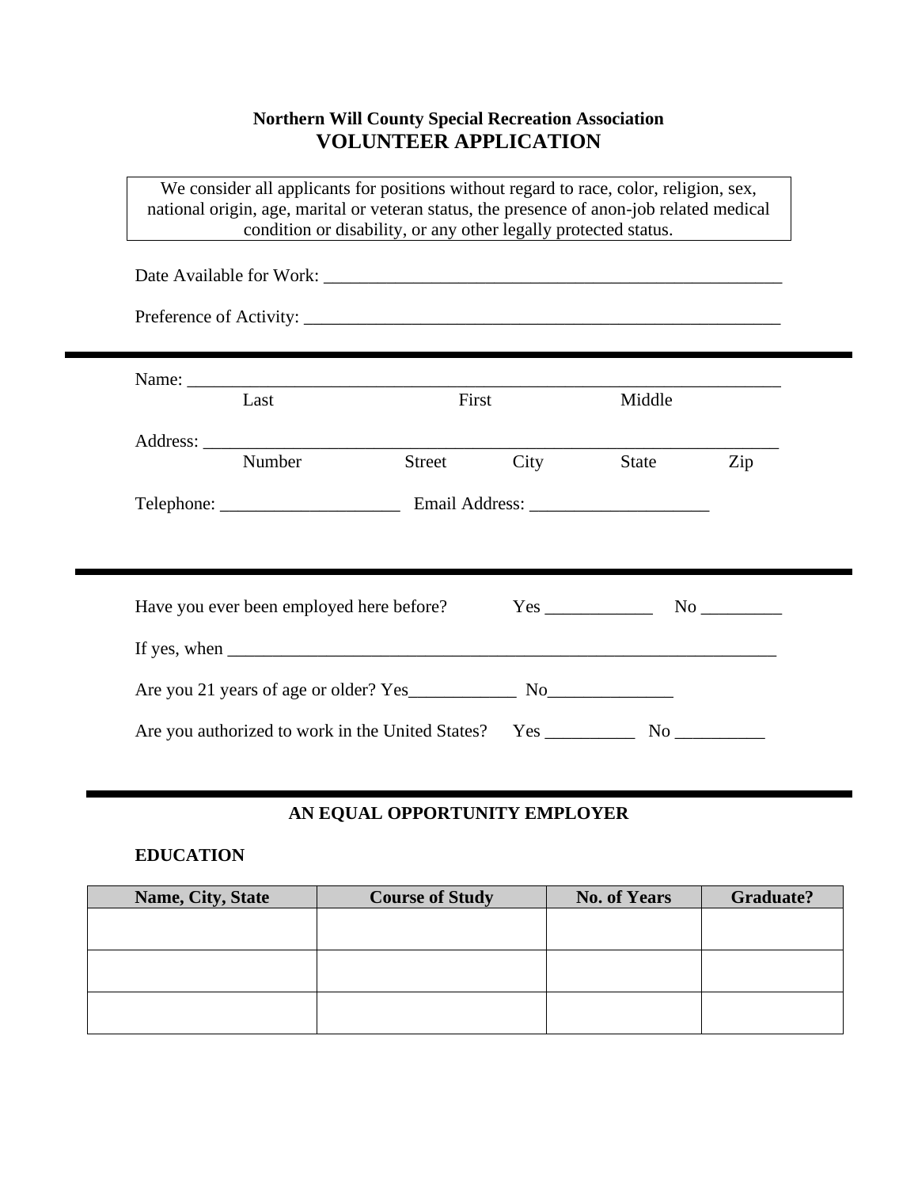**Northern Will County Special Recreation Association**

# VOLUNTEER APPLICATION

We consider all applicants for positions without regard to race, color, religion, sex, national origin, age, marital or veteran status, the presence of anon-job related medical condition or disability, or any other legally protected status.

Date Available for Work: ______________________________________________________

Preference of Activity: ________________________________________________________

---

Name: ____________________________________________________________________
Last First Middle

Address: __________________________________________________________________
Number Street City State Zip

Telephone: ____________________ Email Address: ____________________

---

Have you ever been employed here before? Yes ____________ No _________

If yes, when _______________________________________________________________

Are you 21 years of age or older? Yes____________ No______________

Are you authorized to work in the United States? Yes __________ No __________

---

**AN EQUAL OPPORTUNITY EMPLOYER**

**EDUCATION**

| Name, City, State | Course of Study | No. of Years | Graduate? |
|---|---|---|---|
| | | | |
| | | | |
| | | | |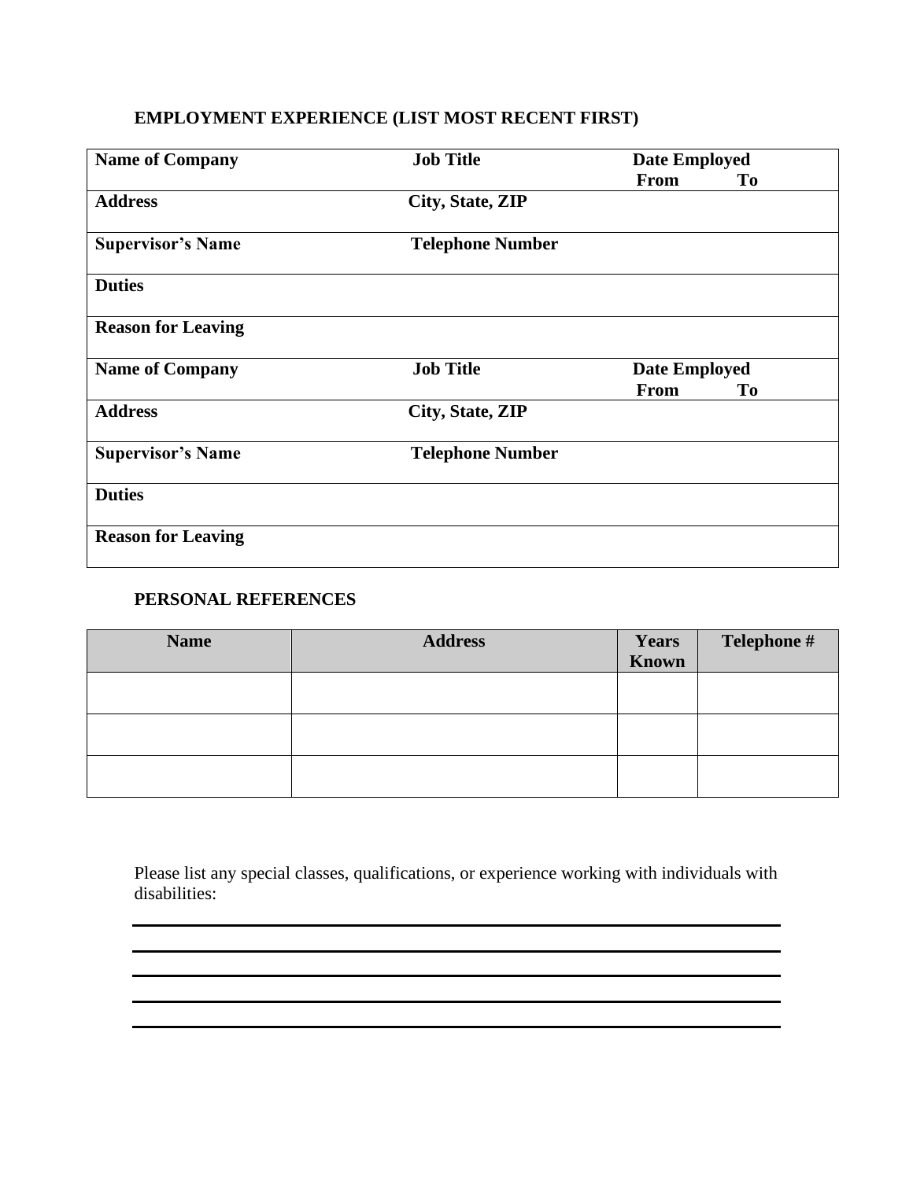**EMPLOYMENT EXPERIENCE (LIST MOST RECENT FIRST)**

| **Name of Company** | **Job Title** | **Date Employed**<br>**From** **To** |
|---|---|---|
| **Address** | **City, State, ZIP** | |
| **Supervisor's Name** | **Telephone Number** | |
| **Duties** | | |
| **Reason for Leaving** | | |
| **Name of Company** | **Job Title** | **Date Employed**<br>**From** **To** |
| **Address** | **City, State, ZIP** | |
| **Supervisor's Name** | **Telephone Number** | |
| **Duties** | | |
| **Reason for Leaving** | | |

**PERSONAL REFERENCES**

| Name | Address | Years Known | Telephone # |
|---|---|---|---|
| | | | |
| | | | |
| | | | |

Please list any special classes, qualifications, or experience working with individuals with disabilities:

\_\_\_\_\_\_\_\_\_\_\_\_\_\_\_\_\_\_\_\_\_\_\_\_\_\_\_\_\_\_\_\_\_\_\_\_\_\_\_\_\_\_\_\_\_\_\_\_\_\_\_\_\_\_\_\_\_\_\_\_\_\_\_\_\_\_\_\_\_\_\_\_

\_\_\_\_\_\_\_\_\_\_\_\_\_\_\_\_\_\_\_\_\_\_\_\_\_\_\_\_\_\_\_\_\_\_\_\_\_\_\_\_\_\_\_\_\_\_\_\_\_\_\_\_\_\_\_\_\_\_\_\_\_\_\_\_\_\_\_\_\_\_\_\_

\_\_\_\_\_\_\_\_\_\_\_\_\_\_\_\_\_\_\_\_\_\_\_\_\_\_\_\_\_\_\_\_\_\_\_\_\_\_\_\_\_\_\_\_\_\_\_\_\_\_\_\_\_\_\_\_\_\_\_\_\_\_\_\_\_\_\_\_\_\_\_\_

\_\_\_\_\_\_\_\_\_\_\_\_\_\_\_\_\_\_\_\_\_\_\_\_\_\_\_\_\_\_\_\_\_\_\_\_\_\_\_\_\_\_\_\_\_\_\_\_\_\_\_\_\_\_\_\_\_\_\_\_\_\_\_\_\_\_\_\_\_\_\_\_

\_\_\_\_\_\_\_\_\_\_\_\_\_\_\_\_\_\_\_\_\_\_\_\_\_\_\_\_\_\_\_\_\_\_\_\_\_\_\_\_\_\_\_\_\_\_\_\_\_\_\_\_\_\_\_\_\_\_\_\_\_\_\_\_\_\_\_\_\_\_\_\_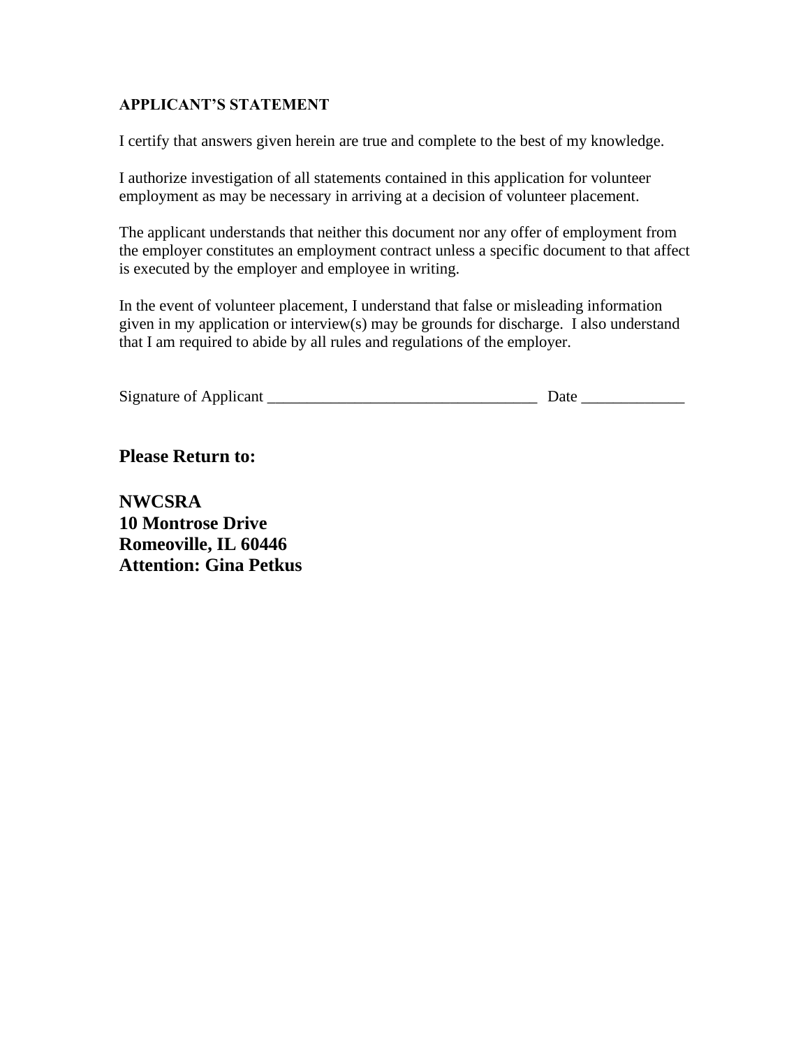## APPLICANT'S STATEMENT

I certify that answers given herein are true and complete to the best of my knowledge.

I authorize investigation of all statements contained in this application for volunteer employment as may be necessary in arriving at a decision of volunteer placement.

The applicant understands that neither this document nor any offer of employment from the employer constitutes an employment contract unless a specific document to that affect is executed by the employer and employee in writing.

In the event of volunteer placement, I understand that false or misleading information given in my application or interview(s) may be grounds for discharge. I also understand that I am required to abide by all rules and regulations of the employer.

Signature of Applicant ___________________________________ Date _____________

**Please Return to:**

**NWCSRA**
**10 Montrose Drive**
**Romeoville, IL 60446**
**Attention: Gina Petkus**